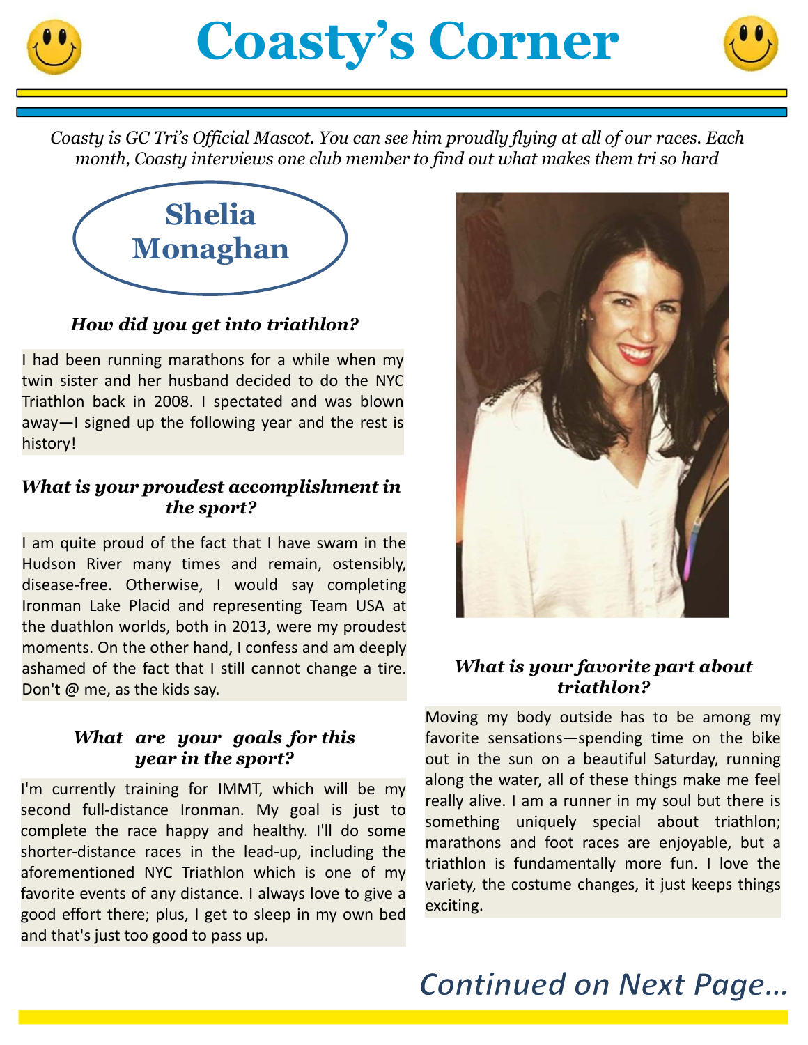# Coasty's Corner

*Coasty is GC Tri's Official Mascot. You can see him proudly flying at all of our races. Each month, Coasty interviews one club member to find out what makes them tri so hard*

## Shelia Monaghan

### *How did you get into triathlon?*

I had been running marathons for a while when my twin sister and her husband decided to do the NYC Triathlon back in 2008. I spectated and was blown away—I signed up the following year and the rest is history!

### *What is your proudest accomplishment in the sport?*

I am quite proud of the fact that I have swam in the Hudson River many times and remain, ostensibly, disease-free. Otherwise, I would say completing Ironman Lake Placid and representing Team USA at the duathlon worlds, both in 2013, were my proudest moments. On the other hand, I confess and am deeply ashamed of the fact that I still cannot change a tire. Don't @ me, as the kids say.

### *What are your goals for this year in the sport?*

I'm currently training for IMMT, which will be my second full-distance Ironman. My goal is just to complete the race happy and healthy. I'll do some shorter-distance races in the lead-up, including the aforementioned NYC Triathlon which is one of my favorite events of any distance. I always love to give a good effort there; plus, I get to sleep in my own bed and that's just too good to pass up.

### *What is your favorite part about triathlon?*

Moving my body outside has to be among my favorite sensations—spending time on the bike out in the sun on a beautiful Saturday, running along the water, all of these things make me feel really alive. I am a runner in my soul but there is something uniquely special about triathlon; marathons and foot races are enjoyable, but a triathlon is fundamentally more fun. I love the variety, the costume changes, it just keeps things exciting.

*Continued on Next Page...*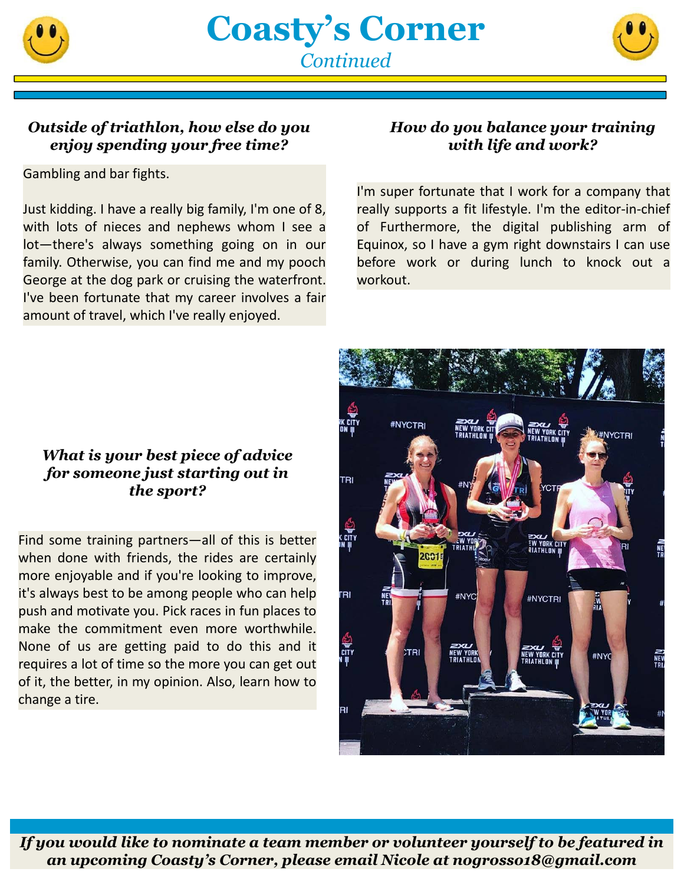# Coasty's Corner

*Continued*

### *Outside of triathlon, how else do you enjoy spending your free time?*

Gambling and bar fights.

Just kidding. I have a really big family, I'm one of 8, with lots of nieces and nephews whom I see a lot—there's always something going on in our family. Otherwise, you can find me and my pooch George at the dog park or cruising the waterfront. I've been fortunate that my career involves a fair amount of travel, which I've really enjoyed.

### *How do you balance your training with life and work?*

I'm super fortunate that I work for a company that really supports a fit lifestyle. I'm the editor-in-chief of Furthermore, the digital publishing arm of Equinox, so I have a gym right downstairs I can use before work or during lunch to knock out a workout.

### *What is your best piece of advice for someone just starting out in the sport?*

Find some training partners—all of this is better when done with friends, the rides are certainly more enjoyable and if you're looking to improve, it's always best to be among people who can help push and motivate you. Pick races in fun places to make the commitment even more worthwhile. None of us are getting paid to do this and it requires a lot of time so the more you can get out of it, the better, in my opinion. Also, learn how to change a tire.

***If you would like to nominate a team member or volunteer yourself to be featured in an upcoming Coasty's Corner, please email Nicole at nogrosso18@gmail.com***